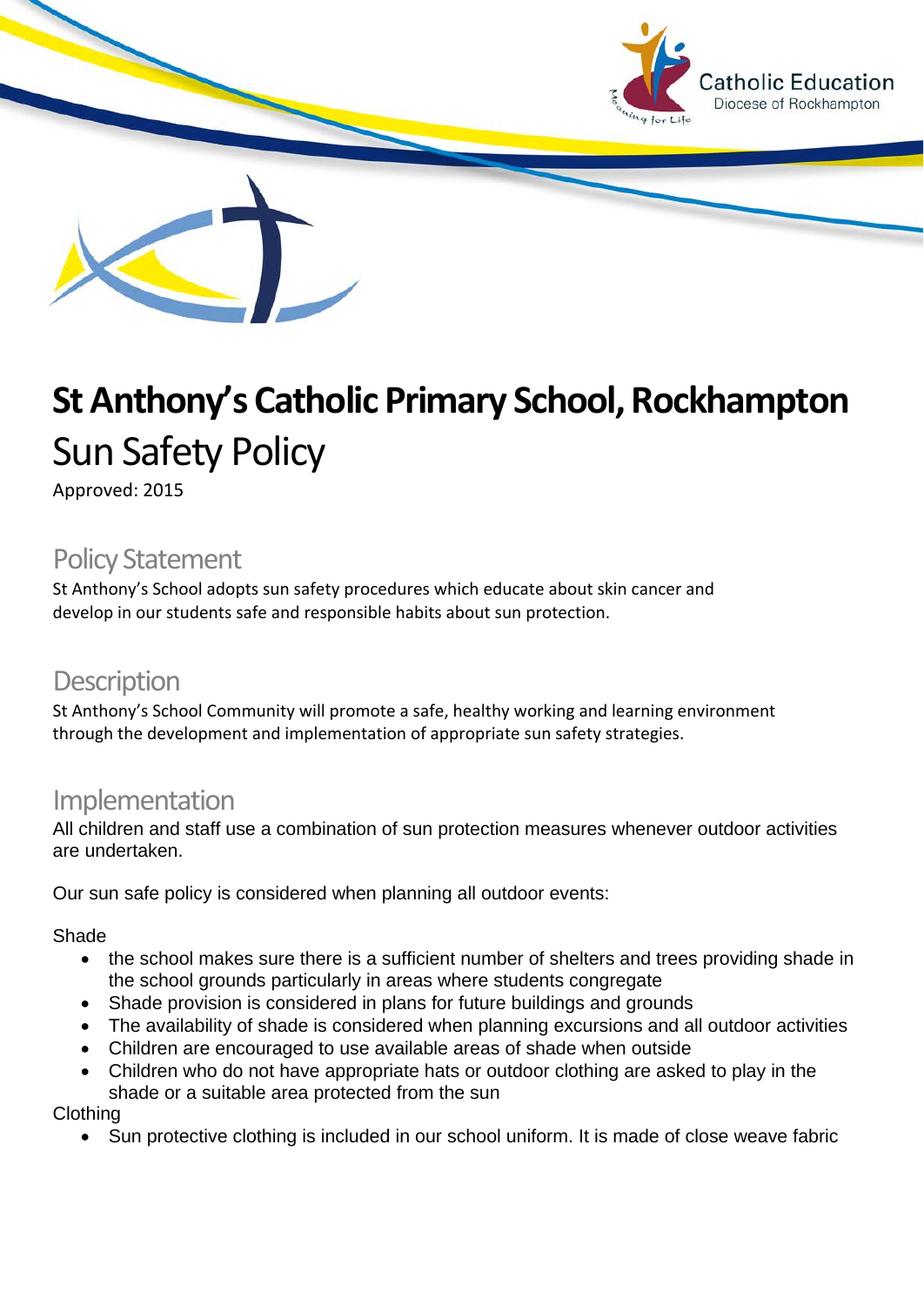# St Anthony's Catholic Primary School, Rockhampton

## Sun Safety Policy

Approved: 2015

## Policy Statement

St Anthony's School adopts sun safety procedures which educate about skin cancer and develop in our students safe and responsible habits about sun protection.

## Description

St Anthony's School Community will promote a safe, healthy working and learning environment through the development and implementation of appropriate sun safety strategies.

## Implementation

All children and staff use a combination of sun protection measures whenever outdoor activities are undertaken.

Our sun safe policy is considered when planning all outdoor events:

Shade

- the school makes sure there is a sufficient number of shelters and trees providing shade in the school grounds particularly in areas where students congregate
- Shade provision is considered in plans for future buildings and grounds
- The availability of shade is considered when planning excursions and all outdoor activities
- Children are encouraged to use available areas of shade when outside
- Children who do not have appropriate hats or outdoor clothing are asked to play in the shade or a suitable area protected from the sun

Clothing

- Sun protective clothing is included in our school uniform. It is made of close weave fabric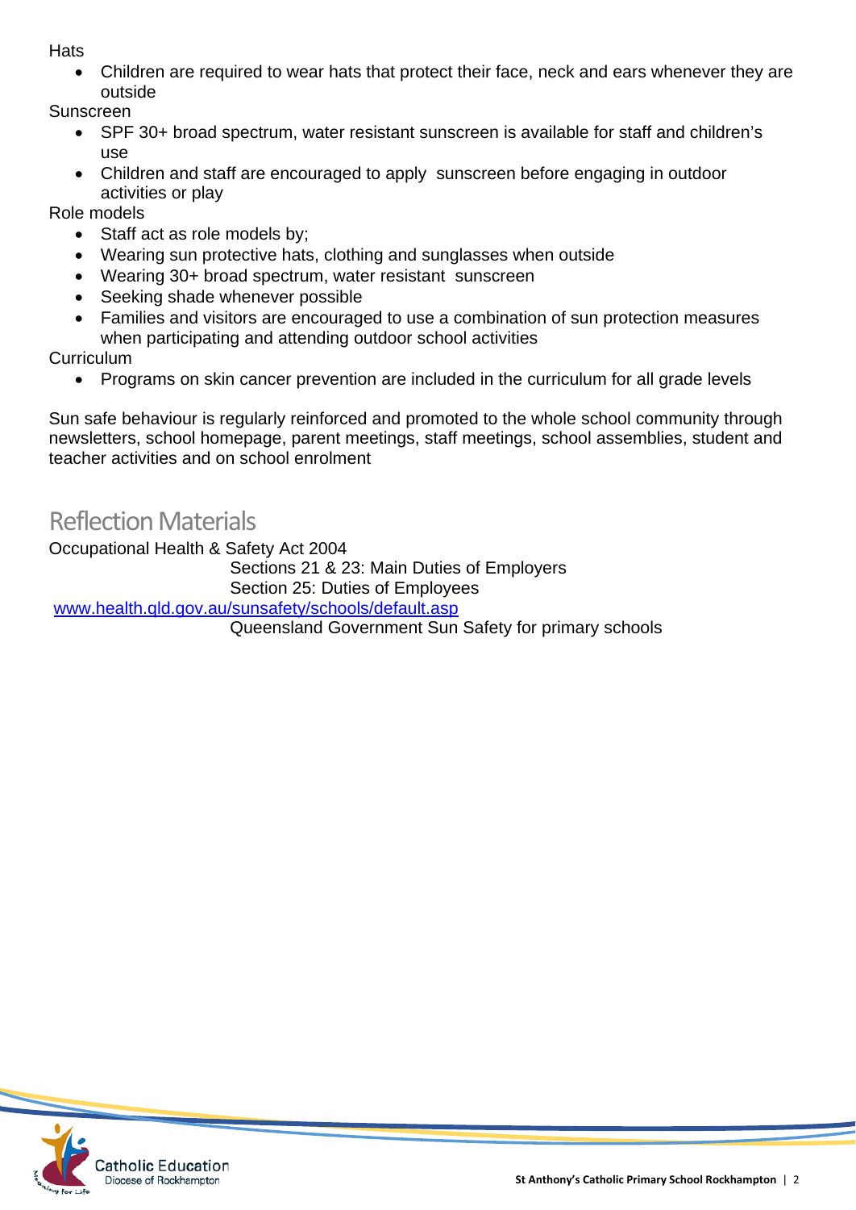Hats

- Children are required to wear hats that protect their face, neck and ears whenever they are outside

Sunscreen

- SPF 30+ broad spectrum, water resistant sunscreen is available for staff and children's use
- Children and staff are encouraged to apply sunscreen before engaging in outdoor activities or play

Role models

- Staff act as role models by;
- Wearing sun protective hats, clothing and sunglasses when outside
- Wearing 30+ broad spectrum, water resistant sunscreen
- Seeking shade whenever possible
- Families and visitors are encouraged to use a combination of sun protection measures when participating and attending outdoor school activities

Curriculum

- Programs on skin cancer prevention are included in the curriculum for all grade levels

Sun safe behaviour is regularly reinforced and promoted to the whole school community through newsletters, school homepage, parent meetings, staff meetings, school assemblies, student and teacher activities and on school enrolment

## Reflection Materials

Occupational Health & Safety Act 2004

Sections 21 & 23: Main Duties of Employers

Section 25: Duties of Employees

www.health.qld.gov.au/sunsafety/schools/default.asp

Queensland Government Sun Safety for primary schools